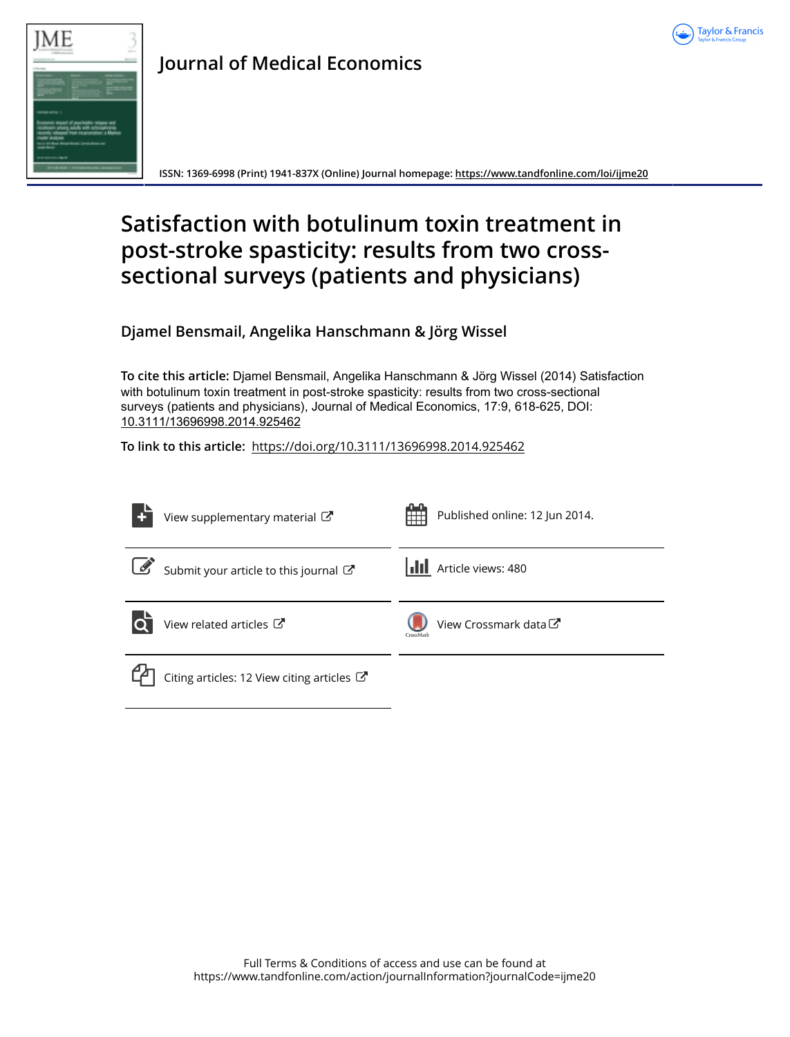# Journal of Medical Economics

ISSN: 1369-6998 (Print) 1941-837X (Online) Journal homepage: https://www.tandfonline.com/loi/ijme20

# Satisfaction with botulinum toxin treatment in post-stroke spasticity: results from two cross-sectional surveys (patients and physicians)

**Djamel Bensmail, Angelika Hanschmann & Jörg Wissel**

**To cite this article:** Djamel Bensmail, Angelika Hanschmann & Jörg Wissel (2014) Satisfaction with botulinum toxin treatment in post-stroke spasticity: results from two cross-sectional surveys (patients and physicians), Journal of Medical Economics, 17:9, 618-625, DOI: 10.3111/13696998.2014.925462

**To link to this article:** https://doi.org/10.3111/13696998.2014.925462

View supplementary material

Published online: 12 Jun 2014.

Submit your article to this journal

Article views: 480

View related articles

View Crossmark data

Citing articles: 12 View citing articles

Full Terms & Conditions of access and use can be found at https://www.tandfonline.com/action/journalInformation?journalCode=ijme20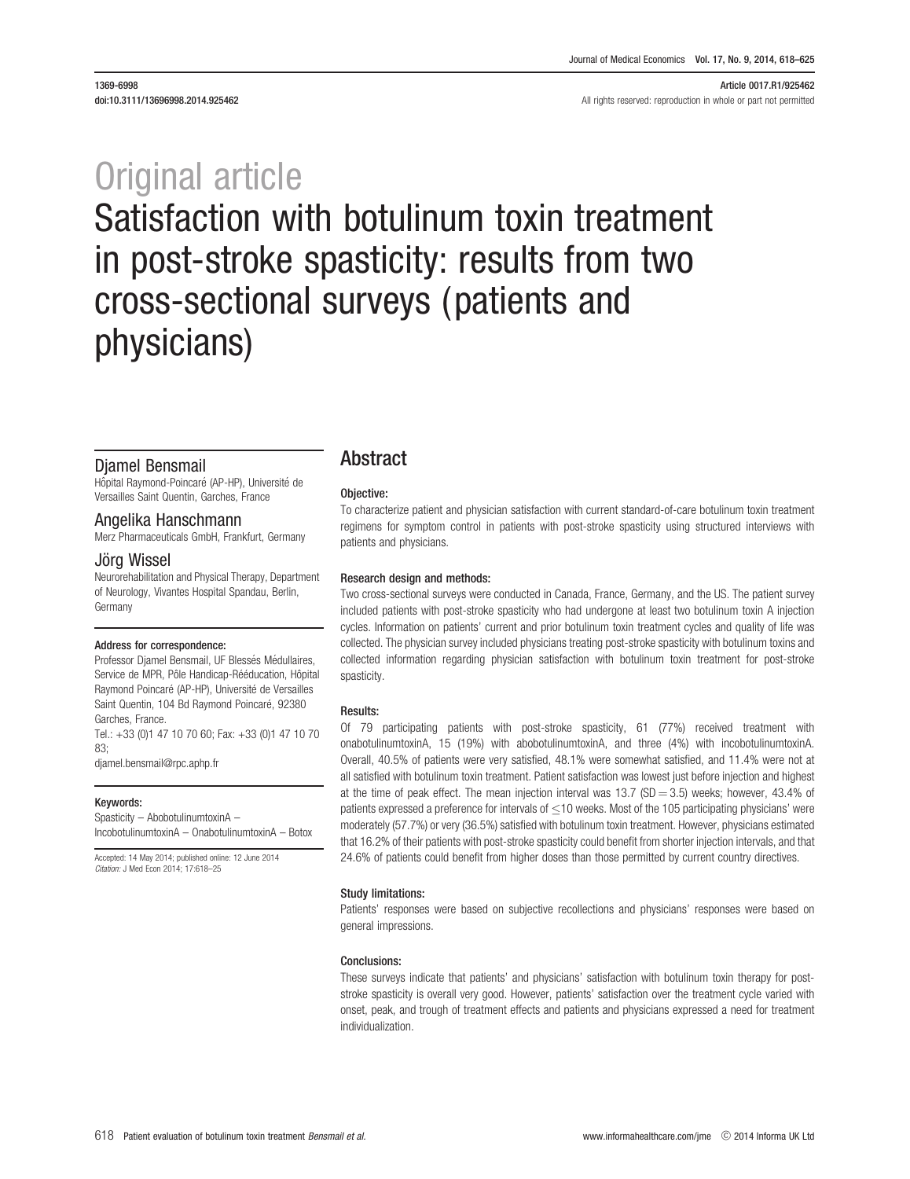1369-6998
doi:10.3111/13696998.2014.925462

Article 0017.R1/925462
All rights reserved: reproduction in whole or part not permitted

# Original article

# Satisfaction with botulinum toxin treatment in post-stroke spasticity: results from two cross-sectional surveys (patients and physicians)

**Djamel Bensmail**
Hôpital Raymond-Poincaré (AP-HP), Université de Versailles Saint Quentin, Garches, France

**Angelika Hanschmann**
Merz Pharmaceuticals GmbH, Frankfurt, Germany

**Jörg Wissel**
Neurorehabilitation and Physical Therapy, Department of Neurology, Vivantes Hospital Spandau, Berlin, Germany

**Address for correspondence:**
Professor Djamel Bensmail, UF Blessés Médullaires, Service de MPR, Pôle Handicap-Rééducation, Hôpital Raymond Poincaré (AP-HP), Université de Versailles Saint Quentin, 104 Bd Raymond Poincaré, 92380 Garches, France.
Tel.: +33 (0)1 47 10 70 60; Fax: +33 (0)1 47 10 70 83;
djamel.bensmail@rpc.aphp.fr

**Keywords:**
Spasticity – AbobotulinumtoxinA – IncobotulinumtoxinA – OnabotulinumtoxinA – Botox

Accepted: 14 May 2014; published online: 12 June 2014
*Citation:* J Med Econ 2014; 17:618–25

## Abstract

### Objective:

To characterize patient and physician satisfaction with current standard-of-care botulinum toxin treatment regimens for symptom control in patients with post-stroke spasticity using structured interviews with patients and physicians.

### Research design and methods:

Two cross-sectional surveys were conducted in Canada, France, Germany, and the US. The patient survey included patients with post-stroke spasticity who had undergone at least two botulinum toxin A injection cycles. Information on patients' current and prior botulinum toxin treatment cycles and quality of life was collected. The physician survey included physicians treating post-stroke spasticity with botulinum toxins and collected information regarding physician satisfaction with botulinum toxin treatment for post-stroke spasticity.

### Results:

Of 79 participating patients with post-stroke spasticity, 61 (77%) received treatment with onabotulinumtoxinA, 15 (19%) with abobotulinumtoxinA, and three (4%) with incobotulinumtoxinA. Overall, 40.5% of patients were very satisfied, 48.1% were somewhat satisfied, and 11.4% were not at all satisfied with botulinum toxin treatment. Patient satisfaction was lowest just before injection and highest at the time of peak effect. The mean injection interval was 13.7 (SD = 3.5) weeks; however, 43.4% of patients expressed a preference for intervals of ≤10 weeks. Most of the 105 participating physicians' were moderately (57.7%) or very (36.5%) satisfied with botulinum toxin treatment. However, physicians estimated that 16.2% of their patients with post-stroke spasticity could benefit from shorter injection intervals, and that 24.6% of patients could benefit from higher doses than those permitted by current country directives.

### Study limitations:

Patients' responses were based on subjective recollections and physicians' responses were based on general impressions.

### Conclusions:

These surveys indicate that patients' and physicians' satisfaction with botulinum toxin therapy for post-stroke spasticity is overall very good. However, patients' satisfaction over the treatment cycle varied with onset, peak, and trough of treatment effects and patients and physicians expressed a need for treatment individualization.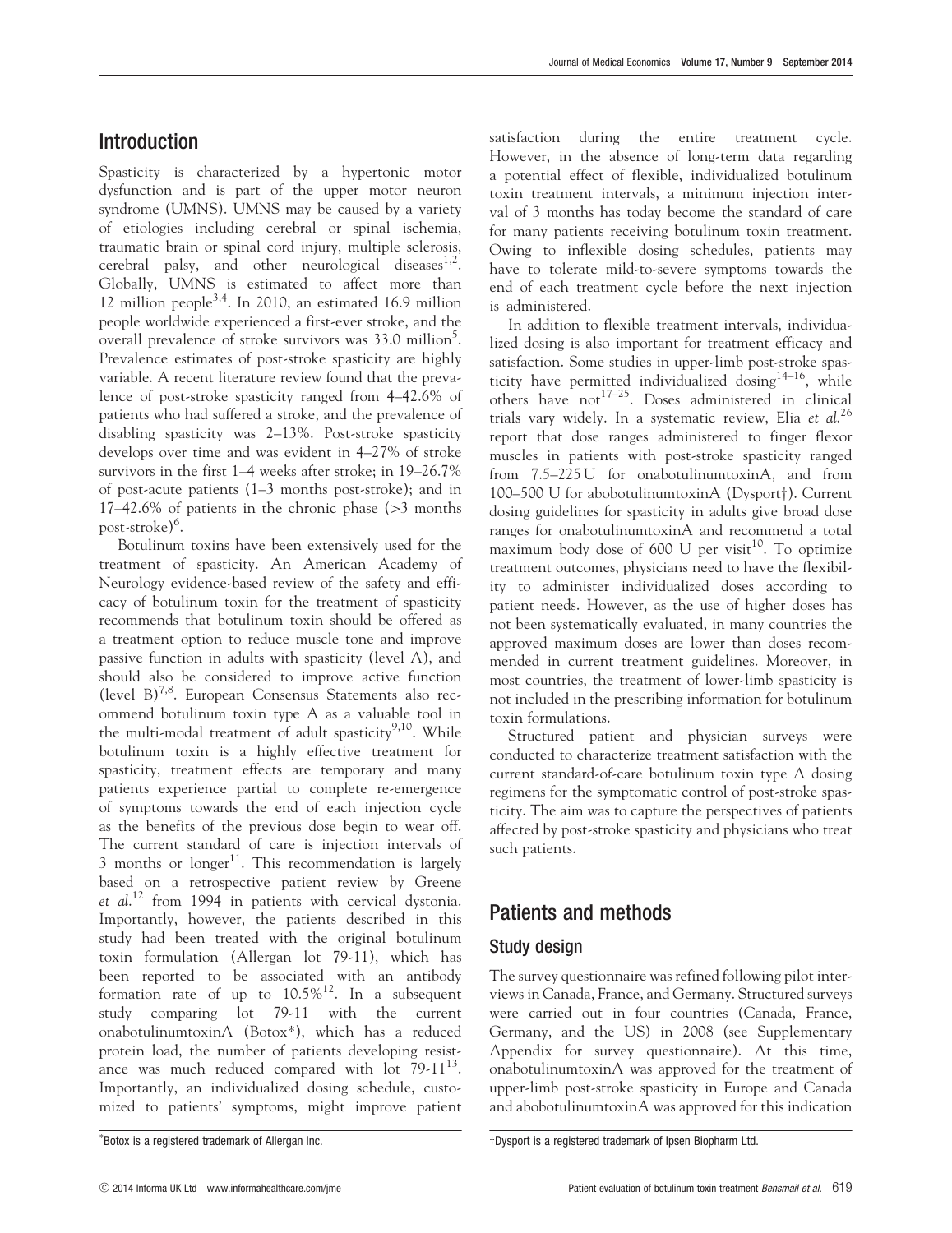## Introduction

Spasticity is characterized by a hypertonic motor dysfunction and is part of the upper motor neuron syndrome (UMNS). UMNS may be caused by a variety of etiologies including cerebral or spinal ischemia, traumatic brain or spinal cord injury, multiple sclerosis, cerebral palsy, and other neurological diseases[1,2]. Globally, UMNS is estimated to affect more than 12 million people[3,4]. In 2010, an estimated 16.9 million people worldwide experienced a first-ever stroke, and the overall prevalence of stroke survivors was 33.0 million[5]. Prevalence estimates of post-stroke spasticity are highly variable. A recent literature review found that the prevalence of post-stroke spasticity ranged from 4–42.6% of patients who had suffered a stroke, and the prevalence of disabling spasticity was 2–13%. Post-stroke spasticity develops over time and was evident in 4–27% of stroke survivors in the first 1–4 weeks after stroke; in 19–26.7% of post-acute patients (1–3 months post-stroke); and in 17–42.6% of patients in the chronic phase (>3 months post-stroke)[6].

Botulinum toxins have been extensively used for the treatment of spasticity. An American Academy of Neurology evidence-based review of the safety and efficacy of botulinum toxin for the treatment of spasticity recommends that botulinum toxin should be offered as a treatment option to reduce muscle tone and improve passive function in adults with spasticity (level A), and should also be considered to improve active function (level B)[7,8]. European Consensus Statements also recommend botulinum toxin type A as a valuable tool in the multi-modal treatment of adult spasticity[9,10]. While botulinum toxin is a highly effective treatment for spasticity, treatment effects are temporary and many patients experience partial to complete re-emergence of symptoms towards the end of each injection cycle as the benefits of the previous dose begin to wear off. The current standard of care is injection intervals of 3 months or longer[11]. This recommendation is largely based on a retrospective patient review by Greene *et al.*[12] from 1994 in patients with cervical dystonia. Importantly, however, the patients described in this study had been treated with the original botulinum toxin formulation (Allergan lot 79-11), which has been reported to be associated with an antibody formation rate of up to 10.5%[12]. In a subsequent study comparing lot 79-11 with the current onabotulinumtoxinA (Botox*), which has a reduced protein load, the number of patients developing resistance was much reduced compared with lot 79-11[13]. Importantly, an individualized dosing schedule, customized to patients' symptoms, might improve patient satisfaction during the entire treatment cycle. However, in the absence of long-term data regarding a potential effect of flexible, individualized botulinum toxin treatment intervals, a minimum injection interval of 3 months has today become the standard of care for many patients receiving botulinum toxin treatment. Owing to inflexible dosing schedules, patients may have to tolerate mild-to-severe symptoms towards the end of each treatment cycle before the next injection is administered.

In addition to flexible treatment intervals, individualized dosing is also important for treatment efficacy and satisfaction. Some studies in upper-limb post-stroke spasticity have permitted individualized dosing[14–16], while others have not[17–25]. Doses administered in clinical trials vary widely. In a systematic review, Elia *et al.*[26] report that dose ranges administered to finger flexor muscles in patients with post-stroke spasticity ranged from 7.5–225 U for onabotulinumtoxinA, and from 100–500 U for abobotulinumtoxinA (Dysport†). Current dosing guidelines for spasticity in adults give broad dose ranges for onabotulinumtoxinA and recommend a total maximum body dose of 600 U per visit[10]. To optimize treatment outcomes, physicians need to have the flexibility to administer individualized doses according to patient needs. However, as the use of higher doses has not been systematically evaluated, in many countries the approved maximum doses are lower than doses recommended in current treatment guidelines. Moreover, in most countries, the treatment of lower-limb spasticity is not included in the prescribing information for botulinum toxin formulations.

Structured patient and physician surveys were conducted to characterize treatment satisfaction with the current standard-of-care botulinum toxin type A dosing regimens for the symptomatic control of post-stroke spasticity. The aim was to capture the perspectives of patients affected by post-stroke spasticity and physicians who treat such patients.

## Patients and methods

### Study design

The survey questionnaire was refined following pilot interviews in Canada, France, and Germany. Structured surveys were carried out in four countries (Canada, France, Germany, and the US) in 2008 (see Supplementary Appendix for survey questionnaire). At this time, onabotulinumtoxinA was approved for the treatment of upper-limb post-stroke spasticity in Europe and Canada and abobotulinumtoxinA was approved for this indication

*Botox is a registered trademark of Allergan Inc.

†Dysport is a registered trademark of Ipsen Biopharm Ltd.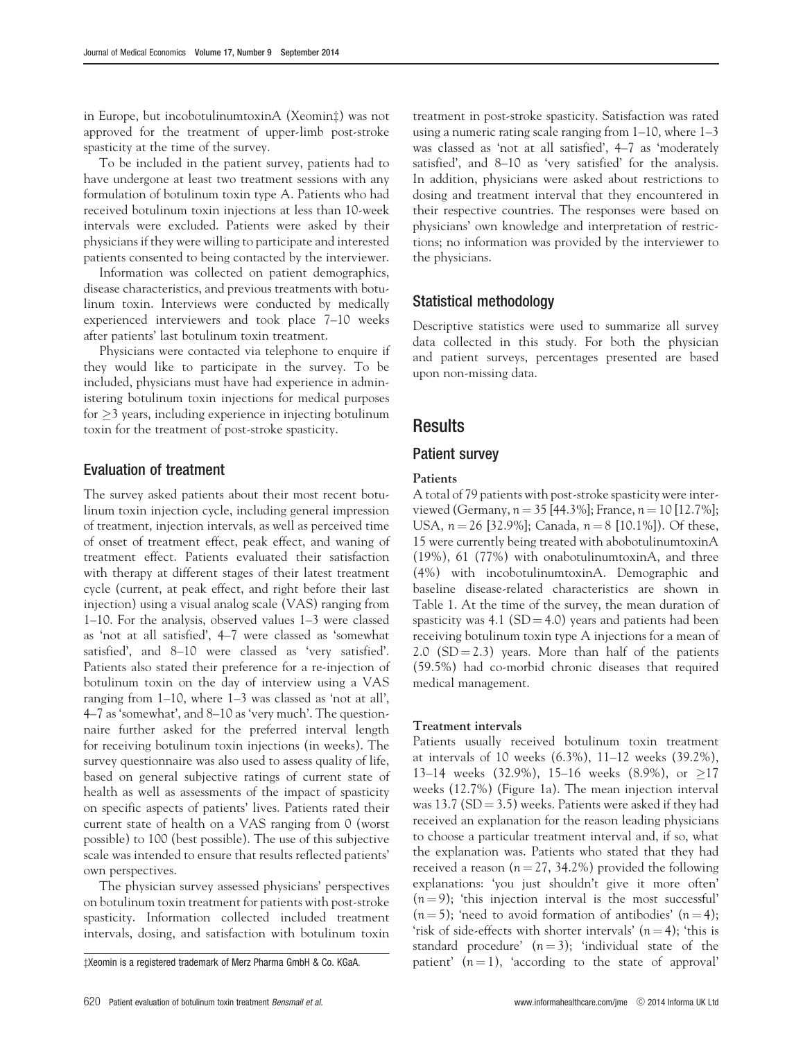in Europe, but incobotulinumtoxinA (Xeomin‡) was not approved for the treatment of upper-limb post-stroke spasticity at the time of the survey.

To be included in the patient survey, patients had to have undergone at least two treatment sessions with any formulation of botulinum toxin type A. Patients who had received botulinum toxin injections at less than 10-week intervals were excluded. Patients were asked by their physicians if they were willing to participate and interested patients consented to being contacted by the interviewer.

Information was collected on patient demographics, disease characteristics, and previous treatments with botulinum toxin. Interviews were conducted by medically experienced interviewers and took place 7–10 weeks after patients' last botulinum toxin treatment.

Physicians were contacted via telephone to enquire if they would like to participate in the survey. To be included, physicians must have had experience in administering botulinum toxin injections for medical purposes for $\geq$3 years, including experience in injecting botulinum toxin for the treatment of post-stroke spasticity.

### Evaluation of treatment

The survey asked patients about their most recent botulinum toxin injection cycle, including general impression of treatment, injection intervals, as well as perceived time of onset of treatment effect, peak effect, and waning of treatment effect. Patients evaluated their satisfaction with therapy at different stages of their latest treatment cycle (current, at peak effect, and right before their last injection) using a visual analog scale (VAS) ranging from 1–10. For the analysis, observed values 1–3 were classed as 'not at all satisfied', 4–7 were classed as 'somewhat satisfied', and 8–10 were classed as 'very satisfied'. Patients also stated their preference for a re-injection of botulinum toxin on the day of interview using a VAS ranging from 1–10, where 1–3 was classed as 'not at all', 4–7 as 'somewhat', and 8–10 as 'very much'. The questionnaire further asked for the preferred interval length for receiving botulinum toxin injections (in weeks). The survey questionnaire was also used to assess quality of life, based on general subjective ratings of current state of health as well as assessments of the impact of spasticity on specific aspects of patients' lives. Patients rated their current state of health on a VAS ranging from 0 (worst possible) to 100 (best possible). The use of this subjective scale was intended to ensure that results reflected patients' own perspectives.

The physician survey assessed physicians' perspectives on botulinum toxin treatment for patients with post-stroke spasticity. Information collected included treatment intervals, dosing, and satisfaction with botulinum toxin treatment in post-stroke spasticity. Satisfaction was rated using a numeric rating scale ranging from 1–10, where 1–3 was classed as 'not at all satisfied', 4–7 as 'moderately satisfied', and 8–10 as 'very satisfied' for the analysis. In addition, physicians were asked about restrictions to dosing and treatment interval that they encountered in their respective countries. The responses were based on physicians' own knowledge and interpretation of restrictions; no information was provided by the interviewer to the physicians.

‡Xeomin is a registered trademark of Merz Pharma GmbH & Co. KGaA.

### Statistical methodology

Descriptive statistics were used to summarize all survey data collected in this study. For both the physician and patient surveys, percentages presented are based upon non-missing data.

## Results

### Patient survey

#### Patients

A total of 79 patients with post-stroke spasticity were interviewed (Germany, $n = 35$ [44.3%]; France, $n = 10$ [12.7%]; USA, $n = 26$ [32.9%]; Canada, $n = 8$ [10.1%]). Of these, 15 were currently being treated with abobotulinumtoxinA (19%), 61 (77%) with onabotulinumtoxinA, and three (4%) with incobotulinumtoxinA. Demographic and baseline disease-related characteristics are shown in Table 1. At the time of the survey, the mean duration of spasticity was 4.1 (SD = 4.0) years and patients had been receiving botulinum toxin type A injections for a mean of 2.0 (SD = 2.3) years. More than half of the patients (59.5%) had co-morbid chronic diseases that required medical management.

#### Treatment intervals

Patients usually received botulinum toxin treatment at intervals of 10 weeks (6.3%), 11–12 weeks (39.2%), 13–14 weeks (32.9%), 15–16 weeks (8.9%), or $\geq$17 weeks (12.7%) (Figure 1a). The mean injection interval was 13.7 (SD = 3.5) weeks. Patients were asked if they had received an explanation for the reason leading physicians to choose a particular treatment interval and, if so, what the explanation was. Patients who stated that they had received a reason ($n = 27$, 34.2%) provided the following explanations: 'you just shouldn't give it more often' ($n = 9$); 'this injection interval is the most successful' ($n = 5$); 'need to avoid formation of antibodies' ($n = 4$); 'risk of side-effects with shorter intervals' ($n = 4$); 'this is standard procedure' ($n = 3$); 'individual state of the patient' ($n = 1$), 'according to the state of approval'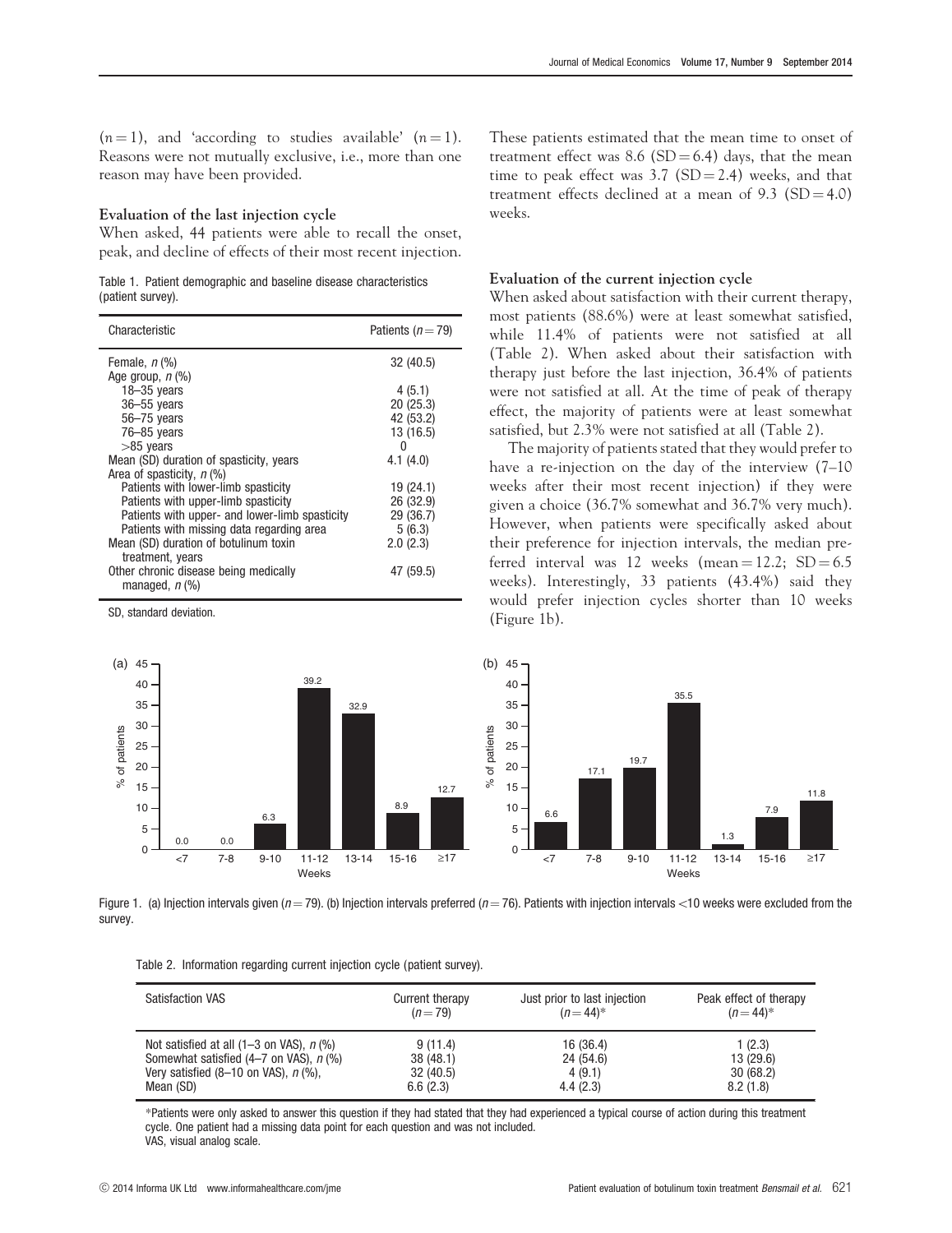($n = 1$), and 'according to studies available' ($n = 1$). Reasons were not mutually exclusive, i.e., more than one reason may have been provided.

### Evaluation of the last injection cycle

When asked, 44 patients were able to recall the onset, peak, and decline of effects of their most recent injection. These patients estimated that the mean time to onset of treatment effect was 8.6 (SD = 6.4) days, that the mean time to peak effect was 3.7 (SD = 2.4) weeks, and that treatment effects declined at a mean of 9.3 (SD = 4.0) weeks.

Table 1. Patient demographic and baseline disease characteristics (patient survey).

| Characteristic | Patients ($n = 79$) |
|---|---|
| Female, *n* (%) | 32 (40.5) |
| Age group, *n* (%) | |
| 18–35 years | 4 (5.1) |
| 36–55 years | 20 (25.3) |
| 56–75 years | 42 (53.2) |
| 76–85 years | 13 (16.5) |
| >85 years | 0 |
| Mean (SD) duration of spasticity, years | 4.1 (4.0) |
| Area of spasticity, *n* (%) | |
| Patients with lower-limb spasticity | 19 (24.1) |
| Patients with upper-limb spasticity | 26 (32.9) |
| Patients with upper- and lower-limb spasticity | 29 (36.7) |
| Patients with missing data regarding area | 5 (6.3) |
| Mean (SD) duration of botulinum toxin treatment, years | 2.0 (2.3) |
| Other chronic disease being medically managed, *n* (%) | 47 (59.5) |

SD, standard deviation.

### Evaluation of the current injection cycle

When asked about satisfaction with their current therapy, most patients (88.6%) were at least somewhat satisfied, while 11.4% of patients were not satisfied at all (Table 2). When asked about their satisfaction with therapy just before the last injection, 36.4% of patients were not satisfied at all. At the time of peak of therapy effect, the majority of patients were at least somewhat satisfied, but 2.3% were not satisfied at all (Table 2).

The majority of patients stated that they would prefer to have a re-injection on the day of the interview (7–10 weeks after their most recent injection) if they were given a choice (36.7% somewhat and 36.7% very much). However, when patients were specifically asked about their preference for injection intervals, the median preferred interval was 12 weeks (mean = 12.2; SD = 6.5 weeks). Interestingly, 33 patients (43.4%) said they would prefer injection cycles shorter than 10 weeks (Figure 1b).

Figure 1. (a) Injection intervals given ($n = 79$). (b) Injection intervals preferred ($n = 76$). Patients with injection intervals <10 weeks were excluded from the survey.

Table 2. Information regarding current injection cycle (patient survey).

| Satisfaction VAS | Current therapy ($n = 79$) | Just prior to last injection ($n = 44$)* | Peak effect of therapy ($n = 44$)* |
|---|---|---|---|
| Not satisfied at all (1–3 on VAS), *n* (%) | 9 (11.4) | 16 (36.4) | 1 (2.3) |
| Somewhat satisfied (4–7 on VAS), *n* (%) | 38 (48.1) | 24 (54.6) | 13 (29.6) |
| Very satisfied (8–10 on VAS), *n* (%), | 32 (40.5) | 4 (9.1) | 30 (68.2) |
| Mean (SD) | 6.6 (2.3) | 4.4 (2.3) | 8.2 (1.8) |

*Patients were only asked to answer this question if they had stated that they had experienced a typical course of action during this treatment cycle. One patient had a missing data point for each question and was not included.
VAS, visual analog scale.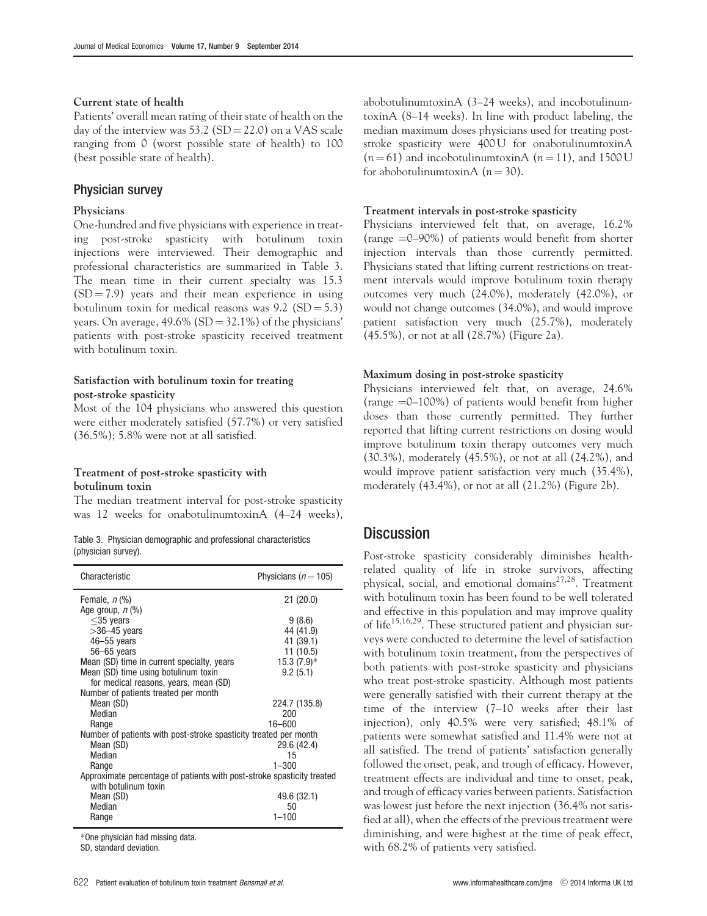#### Current state of health

Patients' overall mean rating of their state of health on the day of the interview was 53.2 (SD = 22.0) on a VAS scale ranging from 0 (worst possible state of health) to 100 (best possible state of health).

## Physician survey

#### Physicians

One-hundred and five physicians with experience in treating post-stroke spasticity with botulinum toxin injections were interviewed. Their demographic and professional characteristics are summarized in Table 3. The mean time in their current specialty was 15.3 (SD = 7.9) years and their mean experience in using botulinum toxin for medical reasons was 9.2 (SD = 5.3) years. On average, 49.6% (SD = 32.1%) of the physicians' patients with post-stroke spasticity received treatment with botulinum toxin.

#### Satisfaction with botulinum toxin for treating post-stroke spasticity

Most of the 104 physicians who answered this question were either moderately satisfied (57.7%) or very satisfied (36.5%); 5.8% were not at all satisfied.

#### Treatment of post-stroke spasticity with botulinum toxin

The median treatment interval for post-stroke spasticity was 12 weeks for onabotulinumtoxinA (4–24 weeks), abobotulinumtoxinA (3–24 weeks), and incobotulinumtoxinA (8–14 weeks). In line with product labeling, the median maximum doses physicians used for treating post-stroke spasticity were 400 U for onabotulinumtoxinA ($n = 61$) and incobotulinumtoxinA ($n = 11$), and 1500 U for abobotulinumtoxinA ($n = 30$).

Table 3. Physician demographic and professional characteristics (physician survey).

| Characteristic | Physicians ($n = 105$) |
|---|---|
| Female, $n$ (%) | 21 (20.0) |
| Age group, $n$ (%) | |
| ≤35 years | 9 (8.6) |
| >36–45 years | 44 (41.9) |
| 46–55 years | 41 (39.1) |
| 56–65 years | 11 (10.5) |
| Mean (SD) time in current specialty, years | 15.3 (7.9)* |
| Mean (SD) time using botulinum toxin for medical reasons, years, mean (SD) | 9.2 (5.1) |
| Number of patients treated per month | |
| Mean (SD) | 224.7 (135.8) |
| Median | 200 |
| Range | 16–600 |
| Number of patients with post-stroke spasticity treated per month | |
| Mean (SD) | 29.6 (42.4) |
| Median | 15 |
| Range | 1–300 |
| Approximate percentage of patients with post-stroke spasticity treated with botulinum toxin | |
| Mean (SD) | 49.6 (32.1) |
| Median | 50 |
| Range | 1–100 |

*One physician had missing data.
SD, standard deviation.

#### Treatment intervals in post-stroke spasticity

Physicians interviewed felt that, on average, 16.2% (range =0–90%) of patients would benefit from shorter injection intervals than those currently permitted. Physicians stated that lifting current restrictions on treatment intervals would improve botulinum toxin therapy outcomes very much (24.0%), moderately (42.0%), or would not change outcomes (34.0%), and would improve patient satisfaction very much (25.7%), moderately (45.5%), or not at all (28.7%) (Figure 2a).

#### Maximum dosing in post-stroke spasticity

Physicians interviewed felt that, on average, 24.6% (range =0–100%) of patients would benefit from higher doses than those currently permitted. They further reported that lifting current restrictions on dosing would improve botulinum toxin therapy outcomes very much (30.3%), moderately (45.5%), or not at all (24.2%), and would improve patient satisfaction very much (35.4%), moderately (43.4%), or not at all (21.2%) (Figure 2b).

## Discussion

Post-stroke spasticity considerably diminishes health-related quality of life in stroke survivors, affecting physical, social, and emotional domains[27,28]. Treatment with botulinum toxin has been found to be well tolerated and effective in this population and may improve quality of life[15,16,29]. These structured patient and physician surveys were conducted to determine the level of satisfaction with botulinum toxin treatment, from the perspectives of both patients with post-stroke spasticity and physicians who treat post-stroke spasticity. Although most patients were generally satisfied with their current therapy at the time of the interview (7–10 weeks after their last injection), only 40.5% were very satisfied; 48.1% of patients were somewhat satisfied and 11.4% were not at all satisfied. The trend of patients' satisfaction generally followed the onset, peak, and trough of efficacy. However, treatment effects are individual and time to onset, peak, and trough of efficacy varies between patients. Satisfaction was lowest just before the next injection (36.4% not satisfied at all), when the effects of the previous treatment were diminishing, and were highest at the time of peak effect, with 68.2% of patients very satisfied.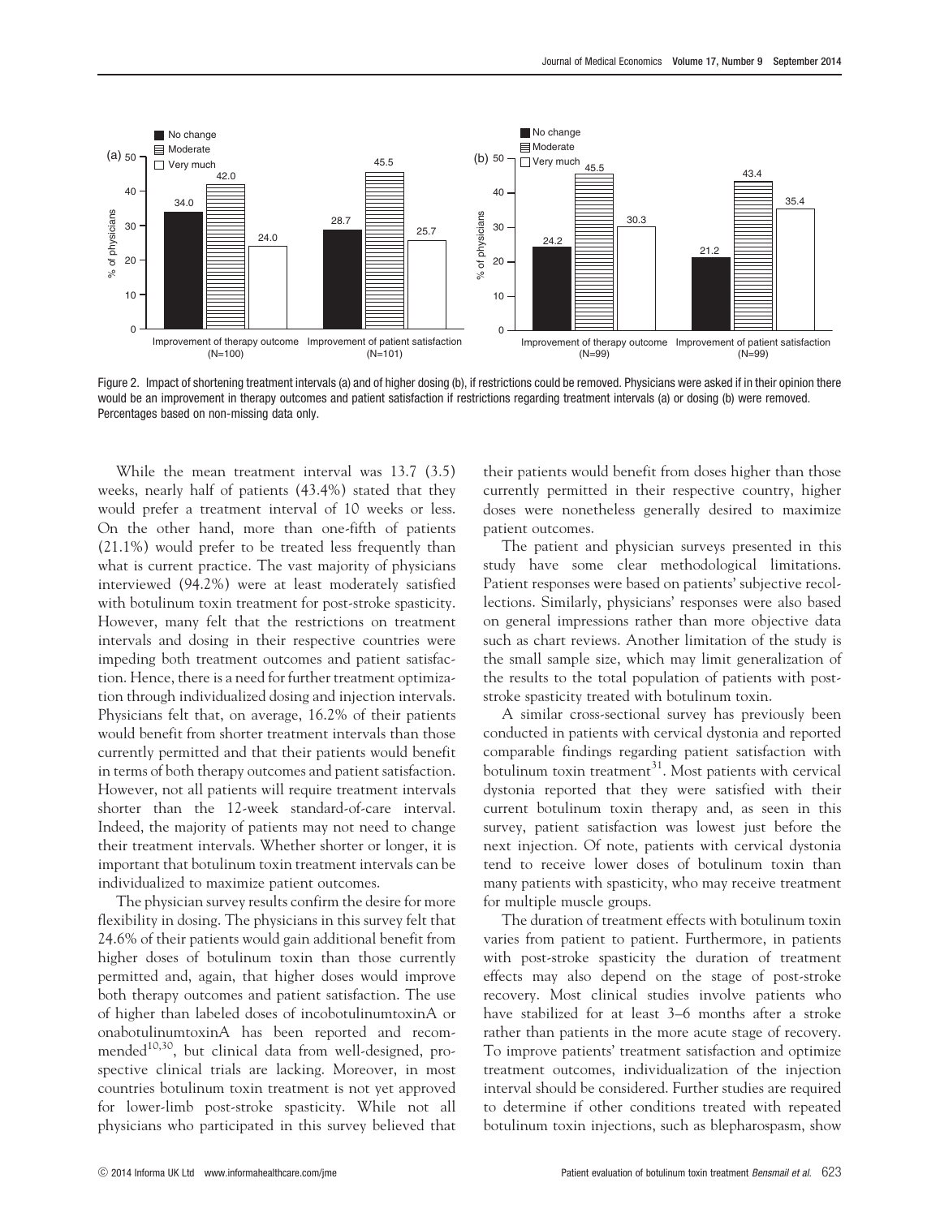Figure 2. Impact of shortening treatment intervals (a) and of higher dosing (b), if restrictions could be removed. Physicians were asked if in their opinion there would be an improvement in therapy outcomes and patient satisfaction if restrictions regarding treatment intervals (a) or dosing (b) were removed. Percentages based on non-missing data only.

While the mean treatment interval was 13.7 (3.5) weeks, nearly half of patients (43.4%) stated that they would prefer a treatment interval of 10 weeks or less. On the other hand, more than one-fifth of patients (21.1%) would prefer to be treated less frequently than what is current practice. The vast majority of physicians interviewed (94.2%) were at least moderately satisfied with botulinum toxin treatment for post-stroke spasticity. However, many felt that the restrictions on treatment intervals and dosing in their respective countries were impeding both treatment outcomes and patient satisfaction. Hence, there is a need for further treatment optimization through individualized dosing and injection intervals. Physicians felt that, on average, 16.2% of their patients would benefit from shorter treatment intervals than those currently permitted and that their patients would benefit in terms of both therapy outcomes and patient satisfaction. However, not all patients will require treatment intervals shorter than the 12-week standard-of-care interval. Indeed, the majority of patients may not need to change their treatment intervals. Whether shorter or longer, it is important that botulinum toxin treatment intervals can be individualized to maximize patient outcomes.

The physician survey results confirm the desire for more flexibility in dosing. The physicians in this survey felt that 24.6% of their patients would gain additional benefit from higher doses of botulinum toxin than those currently permitted and, again, that higher doses would improve both therapy outcomes and patient satisfaction. The use of higher than labeled doses of incobotulinumtoxinA or onabotulinumtoxinA has been reported and recommended[10,30], but clinical data from well-designed, prospective clinical trials are lacking. Moreover, in most countries botulinum toxin treatment is not yet approved for lower-limb post-stroke spasticity. While not all physicians who participated in this survey believed that their patients would benefit from doses higher than those currently permitted in their respective country, higher doses were nonetheless generally desired to maximize patient outcomes.

The patient and physician surveys presented in this study have some clear methodological limitations. Patient responses were based on patients' subjective recollections. Similarly, physicians' responses were also based on general impressions rather than more objective data such as chart reviews. Another limitation of the study is the small sample size, which may limit generalization of the results to the total population of patients with post-stroke spasticity treated with botulinum toxin.

A similar cross-sectional survey has previously been conducted in patients with cervical dystonia and reported comparable findings regarding patient satisfaction with botulinum toxin treatment[31]. Most patients with cervical dystonia reported that they were satisfied with their current botulinum toxin therapy and, as seen in this survey, patient satisfaction was lowest just before the next injection. Of note, patients with cervical dystonia tend to receive lower doses of botulinum toxin than many patients with spasticity, who may receive treatment for multiple muscle groups.

The duration of treatment effects with botulinum toxin varies from patient to patient. Furthermore, in patients with post-stroke spasticity the duration of treatment effects may also depend on the stage of post-stroke recovery. Most clinical studies involve patients who have stabilized for at least 3–6 months after a stroke rather than patients in the more acute stage of recovery. To improve patients' treatment satisfaction and optimize treatment outcomes, individualization of the injection interval should be considered. Further studies are required to determine if other conditions treated with repeated botulinum toxin injections, such as blepharospasm, show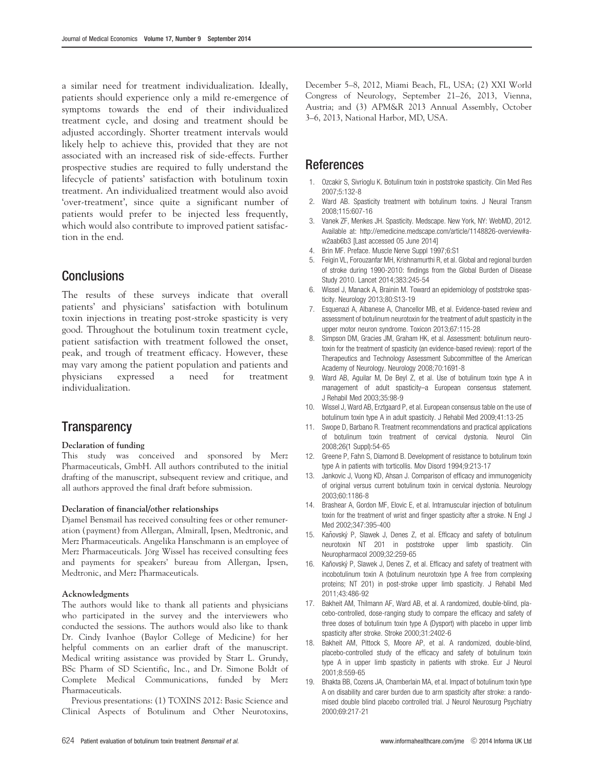a similar need for treatment individualization. Ideally, patients should experience only a mild re-emergence of symptoms towards the end of their individualized treatment cycle, and dosing and treatment should be adjusted accordingly. Shorter treatment intervals would likely help to achieve this, provided that they are not associated with an increased risk of side-effects. Further prospective studies are required to fully understand the lifecycle of patients' satisfaction with botulinum toxin treatment. An individualized treatment would also avoid 'over-treatment', since quite a significant number of patients would prefer to be injected less frequently, which would also contribute to improved patient satisfaction in the end.

## Conclusions

The results of these surveys indicate that overall patients' and physicians' satisfaction with botulinum toxin injections in treating post-stroke spasticity is very good. Throughout the botulinum toxin treatment cycle, patient satisfaction with treatment followed the onset, peak, and trough of treatment efficacy. However, these may vary among the patient population and patients and physicians expressed a need for treatment individualization.

## Transparency

**Declaration of funding**

This study was conceived and sponsored by Merz Pharmaceuticals, GmbH. All authors contributed to the initial drafting of the manuscript, subsequent review and critique, and all authors approved the final draft before submission.

**Declaration of financial/other relationships**

Djamel Bensmail has received consulting fees or other remuneration (payment) from Allergan, Almirall, Ipsen, Medtronic, and Merz Pharmaceuticals. Angelika Hanschmann is an employee of Merz Pharmaceuticals. Jörg Wissel has received consulting fees and payments for speakers' bureau from Allergan, Ipsen, Medtronic, and Merz Pharmaceuticals.

**Acknowledgments**

The authors would like to thank all patients and physicians who participated in the survey and the interviewers who conducted the sessions. The authors would also like to thank Dr. Cindy Ivanhoe (Baylor College of Medicine) for her helpful comments on an earlier draft of the manuscript. Medical writing assistance was provided by Starr L. Grundy, BSc Pharm of SD Scientific, Inc., and Dr. Simone Boldt of Complete Medical Communications, funded by Merz Pharmaceuticals.

Previous presentations: (1) TOXINS 2012: Basic Science and Clinical Aspects of Botulinum and Other Neurotoxins, December 5–8, 2012, Miami Beach, FL, USA; (2) XXI World Congress of Neurology, September 21–26, 2013, Vienna, Austria; and (3) APM&R 2013 Annual Assembly, October 3–6, 2013, National Harbor, MD, USA.

## References

1. Ozcakir S, Sivrioglu K. Botulinum toxin in poststroke spasticity. Clin Med Res 2007;5:132-8
2. Ward AB. Spasticity treatment with botulinum toxins. J Neural Transm 2008;115:607-16
3. Vanek ZF, Menkes JH. Spasticity. Medscape. New York, NY: WebMD, 2012. Available at: http://emedicine.medscape.com/article/1148826-overview#aw2aab6b3 [Last accessed 05 June 2014]
4. Brin MF. Preface. Muscle Nerve Suppl 1997;6:S1
5. Feigin VL, Forouzanfar MH, Krishnamurthi R, et al. Global and regional burden of stroke during 1990-2010: findings from the Global Burden of Disease Study 2010. Lancet 2014;383:245-54
6. Wissel J, Manack A, Brainin M. Toward an epidemiology of poststroke spasticity. Neurology 2013;80:S13-19
7. Esquenazi A, Albanese A, Chancellor MB, et al. Evidence-based review and assessment of botulinum neurotoxin for the treatment of adult spasticity in the upper motor neuron syndrome. Toxicon 2013;67:115-28
8. Simpson DM, Gracies JM, Graham HK, et al. Assessment: botulinum neurotoxin for the treatment of spasticity (an evidence-based review): report of the Therapeutics and Technology Assessment Subcommittee of the American Academy of Neurology. Neurology 2008;70:1691-8
9. Ward AB, Aguilar M, De Beyl Z, et al. Use of botulinum toxin type A in management of adult spasticity–a European consensus statement. J Rehabil Med 2003;35:98-9
10. Wissel J, Ward AB, Erztgaard P, et al. European consensus table on the use of botulinum toxin type A in adult spasticity. J Rehabil Med 2009;41:13-25
11. Swope D, Barbano R. Treatment recommendations and practical applications of botulinum toxin treatment of cervical dystonia. Neurol Clin 2008;26(1 Suppl):54-65
12. Greene P, Fahn S, Diamond B. Development of resistance to botulinum toxin type A in patients with torticollis. Mov Disord 1994;9:213-17
13. Jankovic J, Vuong KD, Ahsan J. Comparison of efficacy and immunogenicity of original versus current botulinum toxin in cervical dystonia. Neurology 2003;60:1186-8
14. Brashear A, Gordon MF, Elovic E, et al. Intramuscular injection of botulinum toxin for the treatment of wrist and finger spasticity after a stroke. N Engl J Med 2002;347:395-400
15. Kaňovský P, Slawek J, Denes Z, et al. Efficacy and safety of botulinum neurotoxin NT 201 in poststroke upper limb spasticity. Clin Neuropharmacol 2009;32:259-65
16. Kaňovský P, Slawek J, Denes Z, et al. Efficacy and safety of treatment with incobotulinum toxin A (botulinum neurotoxin type A free from complexing proteins; NT 201) in post-stroke upper limb spasticity. J Rehabil Med 2011;43:486-92
17. Bakheit AM, Thilmann AF, Ward AB, et al. A randomized, double-blind, placebo-controlled, dose-ranging study to compare the efficacy and safety of three doses of botulinum toxin type A (Dysport) with placebo in upper limb spasticity after stroke. Stroke 2000;31:2402-6
18. Bakheit AM, Pittock S, Moore AP, et al. A randomized, double-blind, placebo-controlled study of the efficacy and safety of botulinum toxin type A in upper limb spasticity in patients with stroke. Eur J Neurol 2001;8:559-65
19. Bhakta BB, Cozens JA, Chamberlain MA, et al. Impact of botulinum toxin type A on disability and carer burden due to arm spasticity after stroke: a randomised double blind placebo controlled trial. J Neurol Neurosurg Psychiatry 2000;69:217-21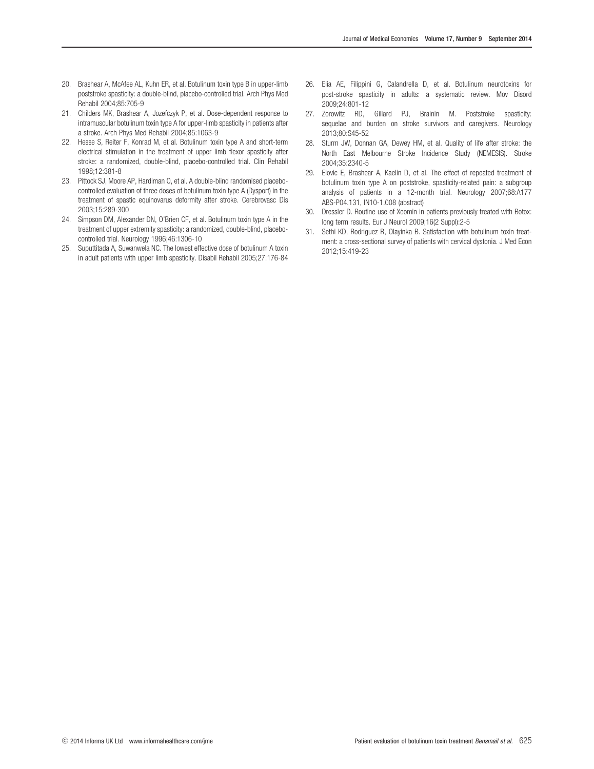20. Brashear A, McAfee AL, Kuhn ER, et al. Botulinum toxin type B in upper-limb poststroke spasticity: a double-blind, placebo-controlled trial. Arch Phys Med Rehabil 2004;85:705-9
21. Childers MK, Brashear A, Jozefczyk P, et al. Dose-dependent response to intramuscular botulinum toxin type A for upper-limb spasticity in patients after a stroke. Arch Phys Med Rehabil 2004;85:1063-9
22. Hesse S, Reiter F, Konrad M, et al. Botulinum toxin type A and short-term electrical stimulation in the treatment of upper limb flexor spasticity after stroke: a randomized, double-blind, placebo-controlled trial. Clin Rehabil 1998;12:381-8
23. Pittock SJ, Moore AP, Hardiman O, et al. A double-blind randomised placebo-controlled evaluation of three doses of botulinum toxin type A (Dysport) in the treatment of spastic equinovarus deformity after stroke. Cerebrovasc Dis 2003;15:289-300
24. Simpson DM, Alexander DN, O'Brien CF, et al. Botulinum toxin type A in the treatment of upper extremity spasticity: a randomized, double-blind, placebo-controlled trial. Neurology 1996;46:1306-10
25. Suputtitada A, Suwanwela NC. The lowest effective dose of botulinum A toxin in adult patients with upper limb spasticity. Disabil Rehabil 2005;27:176-84
26. Elia AE, Filippini G, Calandrella D, et al. Botulinum neurotoxins for post-stroke spasticity in adults: a systematic review. Mov Disord 2009;24:801-12
27. Zorowitz RD, Gillard PJ, Brainin M. Poststroke spasticity: sequelae and burden on stroke survivors and caregivers. Neurology 2013;80:S45-52
28. Sturm JW, Donnan GA, Dewey HM, et al. Quality of life after stroke: the North East Melbourne Stroke Incidence Study (NEMESIS). Stroke 2004;35:2340-5
29. Elovic E, Brashear A, Kaelin D, et al. The effect of repeated treatment of botulinum toxin type A on poststroke, spasticity-related pain: a subgroup analysis of patients in a 12-month trial. Neurology 2007;68:A177 ABS-P04.131, IN10-1.008 (abstract)
30. Dressler D. Routine use of Xeomin in patients previously treated with Botox: long term results. Eur J Neurol 2009;16(2 Suppl):2-5
31. Sethi KD, Rodriguez R, Olayinka B. Satisfaction with botulinum toxin treatment: a cross-sectional survey of patients with cervical dystonia. J Med Econ 2012;15:419-23